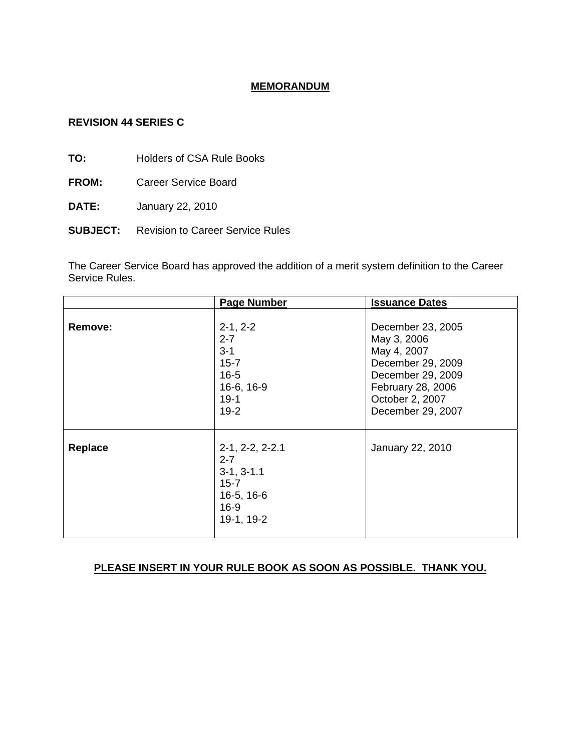# MEMORANDUM

**REVISION 44 SERIES C**

**TO:** Holders of CSA Rule Books

**FROM:** Career Service Board

**DATE:** January 22, 2010

**SUBJECT:** Revision to Career Service Rules

The Career Service Board has approved the addition of a merit system definition to the Career Service Rules.

| | Page Number | Issuance Dates |
|---|---|---|
| **Remove:** | 2-1, 2-2<br>2-7<br>3-1<br>15-7<br>16-5<br>16-6, 16-9<br>19-1<br>19-2 | December 23, 2005<br>May 3, 2006<br>May 4, 2007<br>December 29, 2009<br>December 29, 2009<br>February 28, 2006<br>October 2, 2007<br>December 29, 2007 |
| **Replace** | 2-1, 2-2, 2-2.1<br>2-7<br>3-1, 3-1.1<br>15-7<br>16-5, 16-6<br>16-9<br>19-1, 19-2 | January 22, 2010 |

**PLEASE INSERT IN YOUR RULE BOOK AS SOON AS POSSIBLE. THANK YOU.**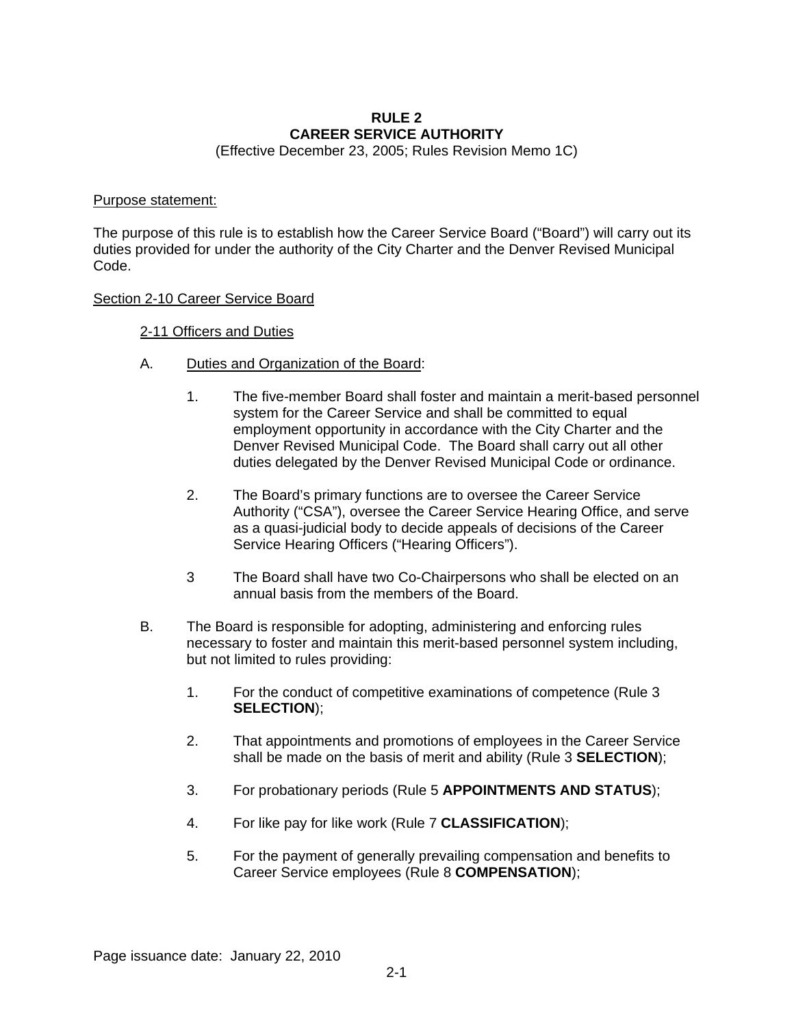# RULE 2
# CAREER SERVICE AUTHORITY

(Effective December 23, 2005; Rules Revision Memo 1C)

Purpose statement:

The purpose of this rule is to establish how the Career Service Board ("Board") will carry out its duties provided for under the authority of the City Charter and the Denver Revised Municipal Code.

## Section 2-10 Career Service Board

### 2-11 Officers and Duties

A. Duties and Organization of the Board:

1. The five-member Board shall foster and maintain a merit-based personnel system for the Career Service and shall be committed to equal employment opportunity in accordance with the City Charter and the Denver Revised Municipal Code. The Board shall carry out all other duties delegated by the Denver Revised Municipal Code or ordinance.

2. The Board's primary functions are to oversee the Career Service Authority ("CSA"), oversee the Career Service Hearing Office, and serve as a quasi-judicial body to decide appeals of decisions of the Career Service Hearing Officers ("Hearing Officers").

3 The Board shall have two Co-Chairpersons who shall be elected on an annual basis from the members of the Board.

B. The Board is responsible for adopting, administering and enforcing rules necessary to foster and maintain this merit-based personnel system including, but not limited to rules providing:

1. For the conduct of competitive examinations of competence (Rule 3 **SELECTION**);

2. That appointments and promotions of employees in the Career Service shall be made on the basis of merit and ability (Rule 3 **SELECTION**);

3. For probationary periods (Rule 5 **APPOINTMENTS AND STATUS**);

4. For like pay for like work (Rule 7 **CLASSIFICATION**);

5. For the payment of generally prevailing compensation and benefits to Career Service employees (Rule 8 **COMPENSATION**);

Page issuance date: January 22, 2010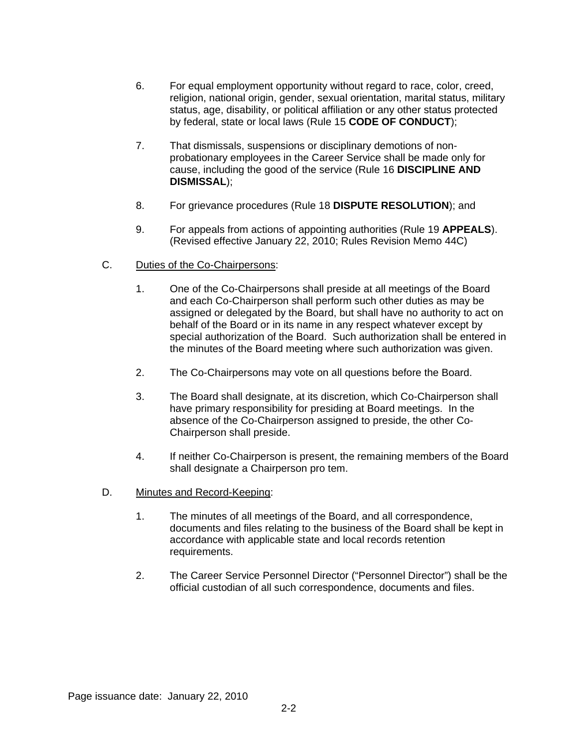6. For equal employment opportunity without regard to race, color, creed, religion, national origin, gender, sexual orientation, marital status, military status, age, disability, or political affiliation or any other status protected by federal, state or local laws (Rule 15 **CODE OF CONDUCT**);

7. That dismissals, suspensions or disciplinary demotions of non-probationary employees in the Career Service shall be made only for cause, including the good of the service (Rule 16 **DISCIPLINE AND DISMISSAL**);

8. For grievance procedures (Rule 18 **DISPUTE RESOLUTION**); and

9. For appeals from actions of appointing authorities (Rule 19 **APPEALS**). (Revised effective January 22, 2010; Rules Revision Memo 44C)

C. Duties of the Co-Chairpersons:

1. One of the Co-Chairpersons shall preside at all meetings of the Board and each Co-Chairperson shall perform such other duties as may be assigned or delegated by the Board, but shall have no authority to act on behalf of the Board or in its name in any respect whatever except by special authorization of the Board. Such authorization shall be entered in the minutes of the Board meeting where such authorization was given.

2. The Co-Chairpersons may vote on all questions before the Board.

3. The Board shall designate, at its discretion, which Co-Chairperson shall have primary responsibility for presiding at Board meetings. In the absence of the Co-Chairperson assigned to preside, the other Co-Chairperson shall preside.

4. If neither Co-Chairperson is present, the remaining members of the Board shall designate a Chairperson pro tem.

D. Minutes and Record-Keeping:

1. The minutes of all meetings of the Board, and all correspondence, documents and files relating to the business of the Board shall be kept in accordance with applicable state and local records retention requirements.

2. The Career Service Personnel Director (“Personnel Director”) shall be the official custodian of all such correspondence, documents and files.

Page issuance date: January 22, 2010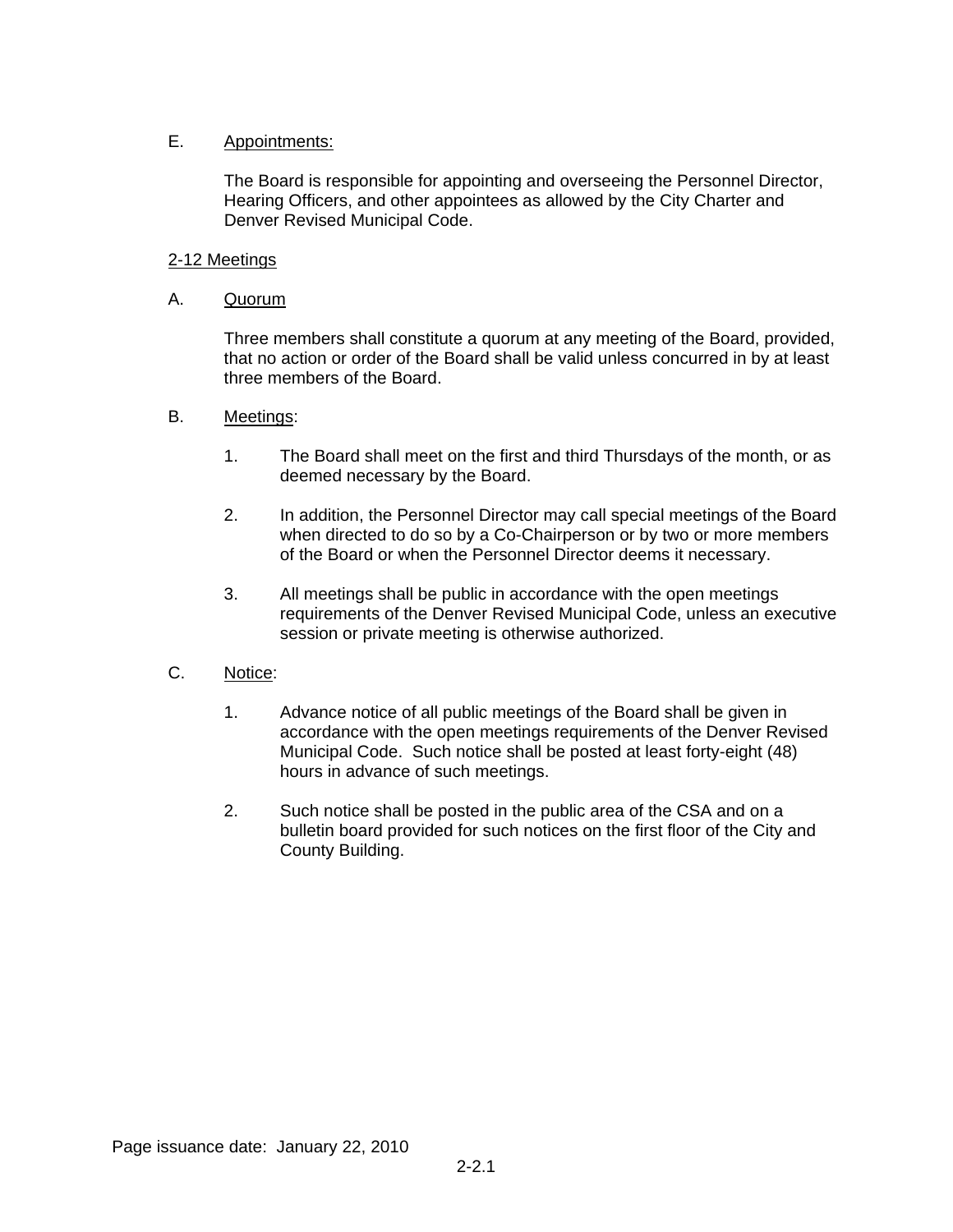E. Appointments:

The Board is responsible for appointing and overseeing the Personnel Director, Hearing Officers, and other appointees as allowed by the City Charter and Denver Revised Municipal Code.

## 2-12 Meetings

A. Quorum

Three members shall constitute a quorum at any meeting of the Board, provided, that no action or order of the Board shall be valid unless concurred in by at least three members of the Board.

B. Meetings:

1. The Board shall meet on the first and third Thursdays of the month, or as deemed necessary by the Board.

2. In addition, the Personnel Director may call special meetings of the Board when directed to do so by a Co-Chairperson or by two or more members of the Board or when the Personnel Director deems it necessary.

3. All meetings shall be public in accordance with the open meetings requirements of the Denver Revised Municipal Code, unless an executive session or private meeting is otherwise authorized.

C. Notice:

1. Advance notice of all public meetings of the Board shall be given in accordance with the open meetings requirements of the Denver Revised Municipal Code. Such notice shall be posted at least forty-eight (48) hours in advance of such meetings.

2. Such notice shall be posted in the public area of the CSA and on a bulletin board provided for such notices on the first floor of the City and County Building.

Page issuance date: January 22, 2010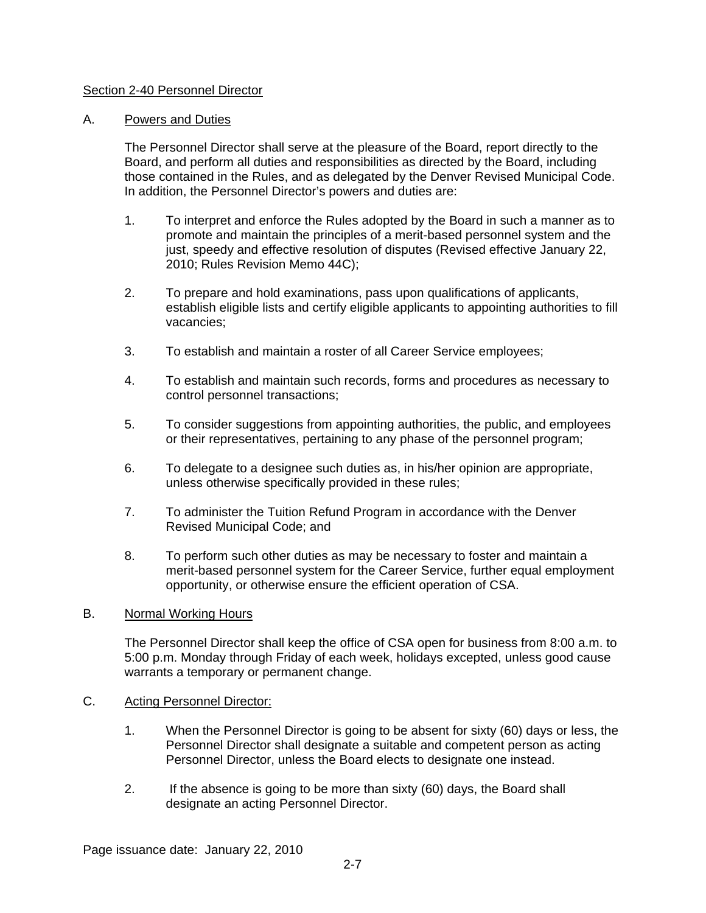## Section 2-40 Personnel Director

### A. Powers and Duties

The Personnel Director shall serve at the pleasure of the Board, report directly to the Board, and perform all duties and responsibilities as directed by the Board, including those contained in the Rules, and as delegated by the Denver Revised Municipal Code. In addition, the Personnel Director's powers and duties are:

1. To interpret and enforce the Rules adopted by the Board in such a manner as to promote and maintain the principles of a merit-based personnel system and the just, speedy and effective resolution of disputes (Revised effective January 22, 2010; Rules Revision Memo 44C);

2. To prepare and hold examinations, pass upon qualifications of applicants, establish eligible lists and certify eligible applicants to appointing authorities to fill vacancies;

3. To establish and maintain a roster of all Career Service employees;

4. To establish and maintain such records, forms and procedures as necessary to control personnel transactions;

5. To consider suggestions from appointing authorities, the public, and employees or their representatives, pertaining to any phase of the personnel program;

6. To delegate to a designee such duties as, in his/her opinion are appropriate, unless otherwise specifically provided in these rules;

7. To administer the Tuition Refund Program in accordance with the Denver Revised Municipal Code; and

8. To perform such other duties as may be necessary to foster and maintain a merit-based personnel system for the Career Service, further equal employment opportunity, or otherwise ensure the efficient operation of CSA.

### B. Normal Working Hours

The Personnel Director shall keep the office of CSA open for business from 8:00 a.m. to 5:00 p.m. Monday through Friday of each week, holidays excepted, unless good cause warrants a temporary or permanent change.

### C. Acting Personnel Director:

1. When the Personnel Director is going to be absent for sixty (60) days or less, the Personnel Director shall designate a suitable and competent person as acting Personnel Director, unless the Board elects to designate one instead.

2. If the absence is going to be more than sixty (60) days, the Board shall designate an acting Personnel Director.

Page issuance date: January 22, 2010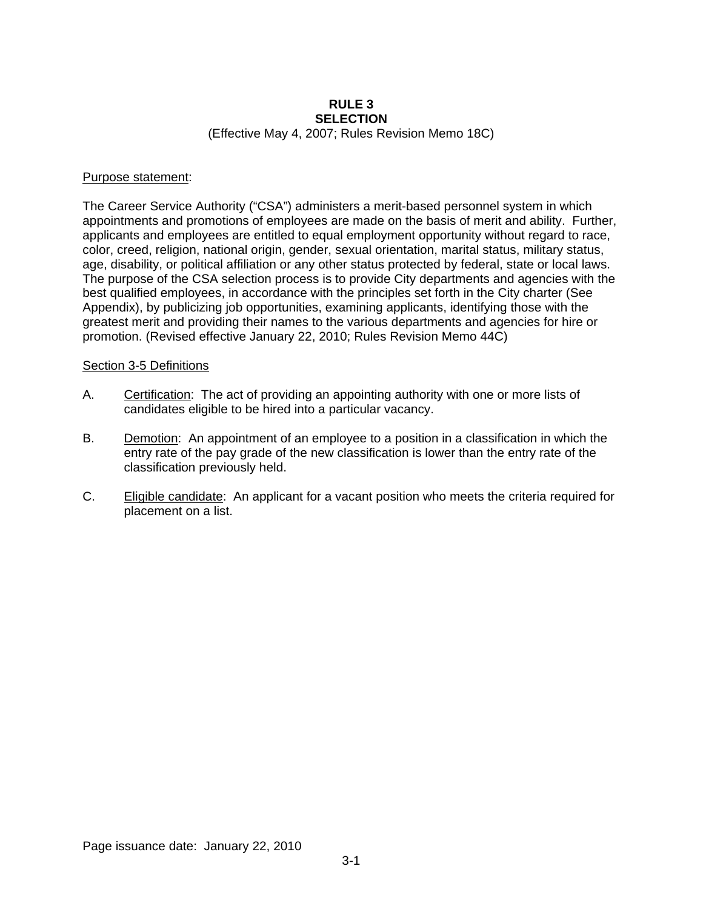# RULE 3
# SELECTION

(Effective May 4, 2007; Rules Revision Memo 18C)

Purpose statement:

The Career Service Authority ("CSA") administers a merit-based personnel system in which appointments and promotions of employees are made on the basis of merit and ability. Further, applicants and employees are entitled to equal employment opportunity without regard to race, color, creed, religion, national origin, gender, sexual orientation, marital status, military status, age, disability, or political affiliation or any other status protected by federal, state or local laws. The purpose of the CSA selection process is to provide City departments and agencies with the best qualified employees, in accordance with the principles set forth in the City charter (See Appendix), by publicizing job opportunities, examining applicants, identifying those with the greatest merit and providing their names to the various departments and agencies for hire or promotion. (Revised effective January 22, 2010; Rules Revision Memo 44C)

Section 3-5 Definitions

A. Certification: The act of providing an appointing authority with one or more lists of candidates eligible to be hired into a particular vacancy.

B. Demotion: An appointment of an employee to a position in a classification in which the entry rate of the pay grade of the new classification is lower than the entry rate of the classification previously held.

C. Eligible candidate: An applicant for a vacant position who meets the criteria required for placement on a list.

Page issuance date: January 22, 2010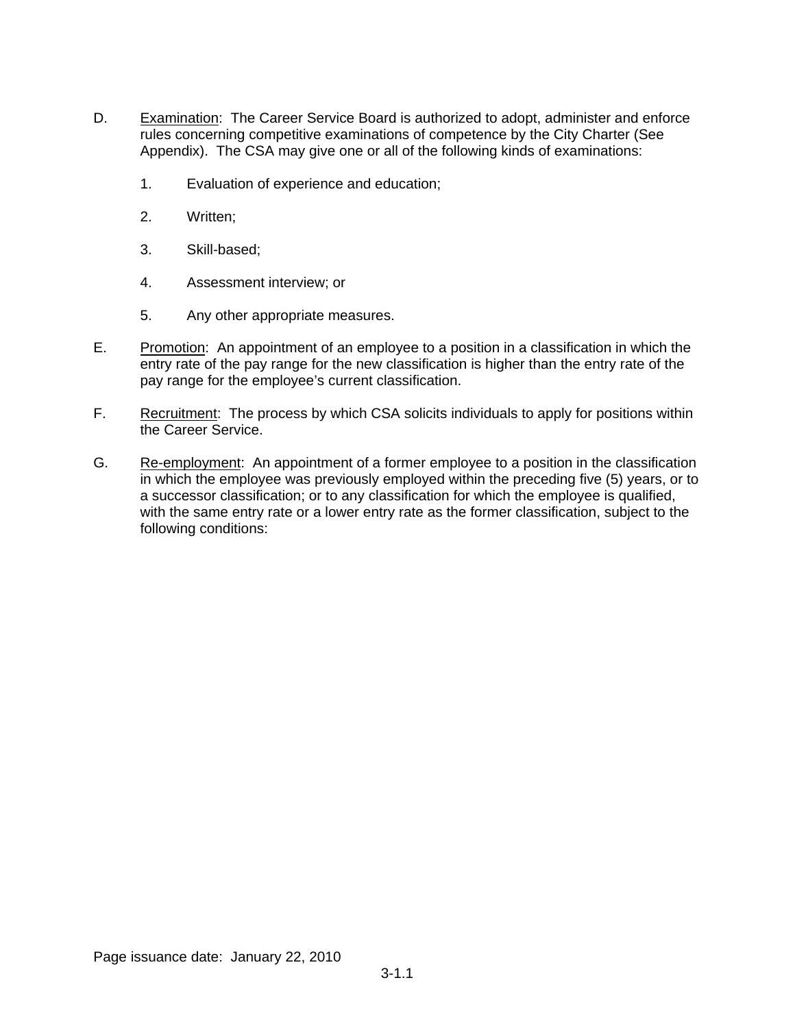D. <u>Examination</u>: The Career Service Board is authorized to adopt, administer and enforce rules concerning competitive examinations of competence by the City Charter (See Appendix). The CSA may give one or all of the following kinds of examinations:

   1. Evaluation of experience and education;

   2. Written;

   3. Skill-based;

   4. Assessment interview; or

   5. Any other appropriate measures.

E. <u>Promotion</u>: An appointment of an employee to a position in a classification in which the entry rate of the pay range for the new classification is higher than the entry rate of the pay range for the employee's current classification.

F. <u>Recruitment</u>: The process by which CSA solicits individuals to apply for positions within the Career Service.

G. <u>Re-employment</u>: An appointment of a former employee to a position in the classification in which the employee was previously employed within the preceding five (5) years, or to a successor classification; or to any classification for which the employee is qualified, with the same entry rate or a lower entry rate as the former classification, subject to the following conditions:

Page issuance date: January 22, 2010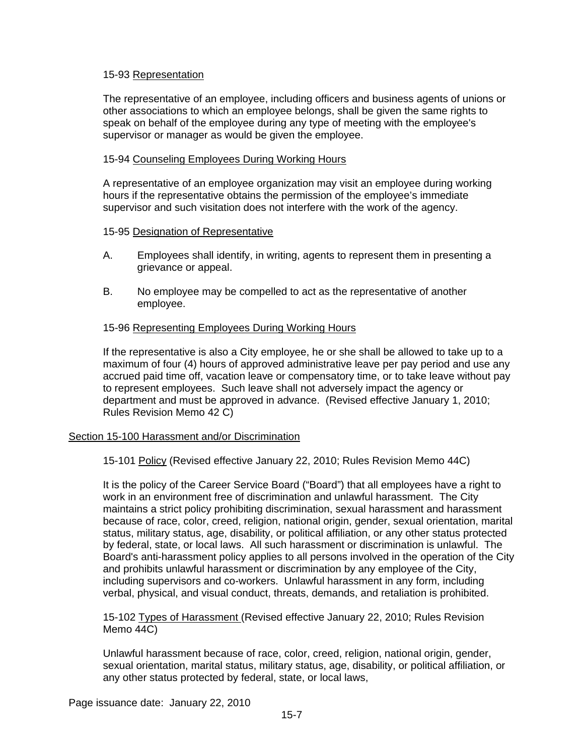15-93 Representation

The representative of an employee, including officers and business agents of unions or other associations to which an employee belongs, shall be given the same rights to speak on behalf of the employee during any type of meeting with the employee's supervisor or manager as would be given the employee.

15-94 Counseling Employees During Working Hours

A representative of an employee organization may visit an employee during working hours if the representative obtains the permission of the employee's immediate supervisor and such visitation does not interfere with the work of the agency.

15-95 Designation of Representative

A. Employees shall identify, in writing, agents to represent them in presenting a grievance or appeal.

B. No employee may be compelled to act as the representative of another employee.

15-96 Representing Employees During Working Hours

If the representative is also a City employee, he or she shall be allowed to take up to a maximum of four (4) hours of approved administrative leave per pay period and use any accrued paid time off, vacation leave or compensatory time, or to take leave without pay to represent employees. Such leave shall not adversely impact the agency or department and must be approved in advance. (Revised effective January 1, 2010; Rules Revision Memo 42 C)

## Section 15-100 Harassment and/or Discrimination

15-101 Policy (Revised effective January 22, 2010; Rules Revision Memo 44C)

It is the policy of the Career Service Board ("Board") that all employees have a right to work in an environment free of discrimination and unlawful harassment. The City maintains a strict policy prohibiting discrimination, sexual harassment and harassment because of race, color, creed, religion, national origin, gender, sexual orientation, marital status, military status, age, disability, or political affiliation, or any other status protected by federal, state, or local laws. All such harassment or discrimination is unlawful. The Board's anti-harassment policy applies to all persons involved in the operation of the City and prohibits unlawful harassment or discrimination by any employee of the City, including supervisors and co-workers. Unlawful harassment in any form, including verbal, physical, and visual conduct, threats, demands, and retaliation is prohibited.

15-102 Types of Harassment (Revised effective January 22, 2010; Rules Revision Memo 44C)

Unlawful harassment because of race, color, creed, religion, national origin, gender, sexual orientation, marital status, military status, age, disability, or political affiliation, or any other status protected by federal, state, or local laws,

Page issuance date: January 22, 2010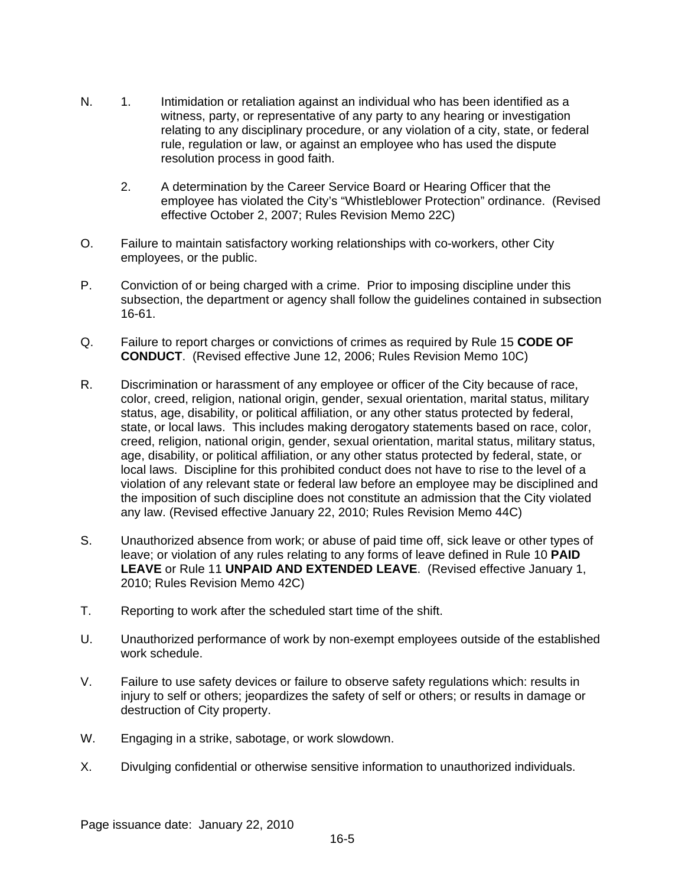N. 1. Intimidation or retaliation against an individual who has been identified as a witness, party, or representative of any party to any hearing or investigation relating to any disciplinary procedure, or any violation of a city, state, or federal rule, regulation or law, or against an employee who has used the dispute resolution process in good faith.

   2. A determination by the Career Service Board or Hearing Officer that the employee has violated the City's "Whistleblower Protection" ordinance. (Revised effective October 2, 2007; Rules Revision Memo 22C)

O. Failure to maintain satisfactory working relationships with co-workers, other City employees, or the public.

P. Conviction of or being charged with a crime. Prior to imposing discipline under this subsection, the department or agency shall follow the guidelines contained in subsection 16-61.

Q. Failure to report charges or convictions of crimes as required by Rule 15 **CODE OF CONDUCT**. (Revised effective June 12, 2006; Rules Revision Memo 10C)

R. Discrimination or harassment of any employee or officer of the City because of race, color, creed, religion, national origin, gender, sexual orientation, marital status, military status, age, disability, or political affiliation, or any other status protected by federal, state, or local laws. This includes making derogatory statements based on race, color, creed, religion, national origin, gender, sexual orientation, marital status, military status, age, disability, or political affiliation, or any other status protected by federal, state, or local laws. Discipline for this prohibited conduct does not have to rise to the level of a violation of any relevant state or federal law before an employee may be disciplined and the imposition of such discipline does not constitute an admission that the City violated any law. (Revised effective January 22, 2010; Rules Revision Memo 44C)

S. Unauthorized absence from work; or abuse of paid time off, sick leave or other types of leave; or violation of any rules relating to any forms of leave defined in Rule 10 **PAID LEAVE** or Rule 11 **UNPAID AND EXTENDED LEAVE**. (Revised effective January 1, 2010; Rules Revision Memo 42C)

T. Reporting to work after the scheduled start time of the shift.

U. Unauthorized performance of work by non-exempt employees outside of the established work schedule.

V. Failure to use safety devices or failure to observe safety regulations which: results in injury to self or others; jeopardizes the safety of self or others; or results in damage or destruction of City property.

W. Engaging in a strike, sabotage, or work slowdown.

X. Divulging confidential or otherwise sensitive information to unauthorized individuals.

Page issuance date: January 22, 2010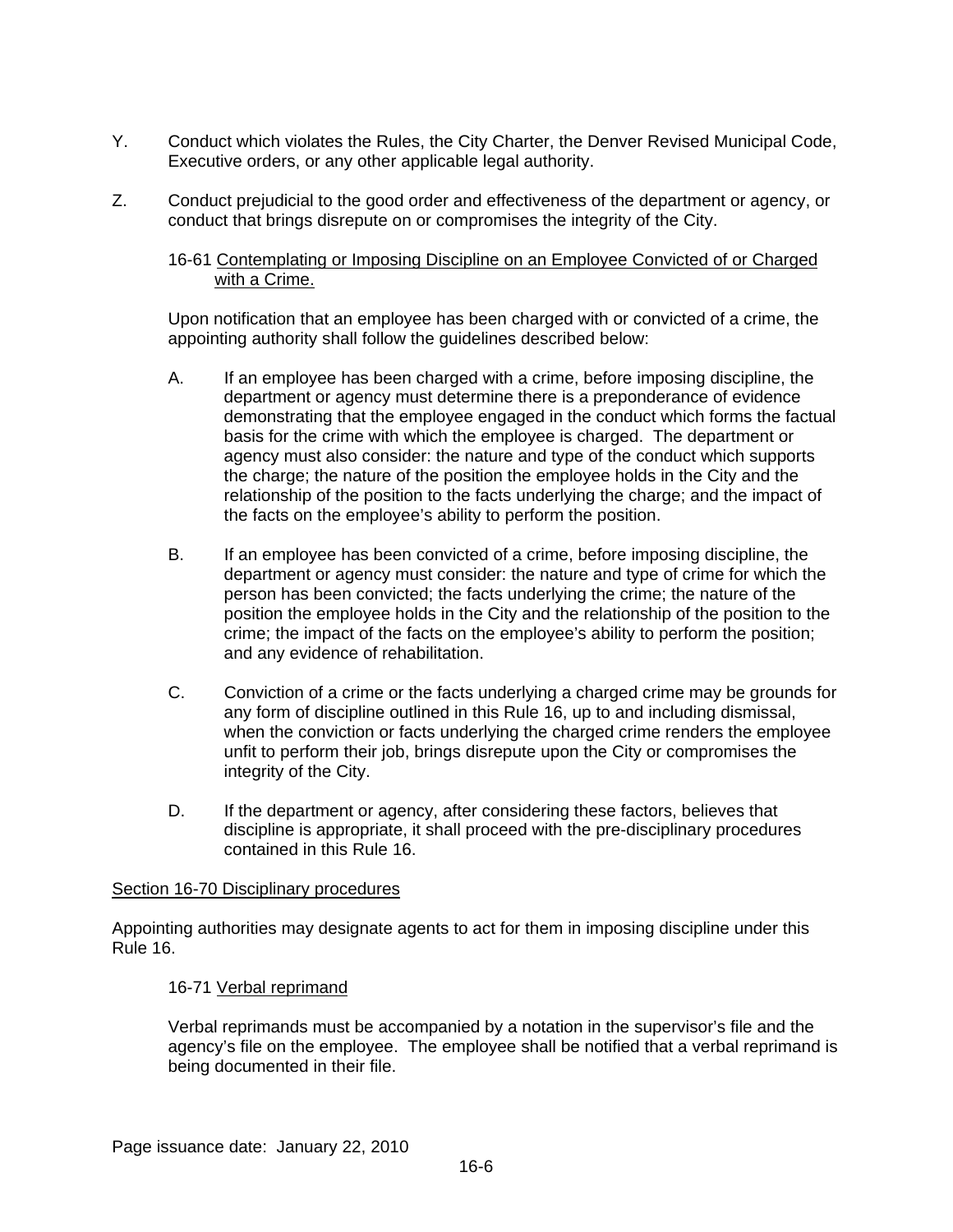Y. Conduct which violates the Rules, the City Charter, the Denver Revised Municipal Code, Executive orders, or any other applicable legal authority.

Z. Conduct prejudicial to the good order and effectiveness of the department or agency, or conduct that brings disrepute on or compromises the integrity of the City.

16-61 <u>Contemplating or Imposing Discipline on an Employee Convicted of or Charged with a Crime.</u>

Upon notification that an employee has been charged with or convicted of a crime, the appointing authority shall follow the guidelines described below:

A. If an employee has been charged with a crime, before imposing discipline, the department or agency must determine there is a preponderance of evidence demonstrating that the employee engaged in the conduct which forms the factual basis for the crime with which the employee is charged. The department or agency must also consider: the nature and type of the conduct which supports the charge; the nature of the position the employee holds in the City and the relationship of the position to the facts underlying the charge; and the impact of the facts on the employee's ability to perform the position.

B. If an employee has been convicted of a crime, before imposing discipline, the department or agency must consider: the nature and type of crime for which the person has been convicted; the facts underlying the crime; the nature of the position the employee holds in the City and the relationship of the position to the crime; the impact of the facts on the employee's ability to perform the position; and any evidence of rehabilitation.

C. Conviction of a crime or the facts underlying a charged crime may be grounds for any form of discipline outlined in this Rule 16, up to and including dismissal, when the conviction or facts underlying the charged crime renders the employee unfit to perform their job, brings disrepute upon the City or compromises the integrity of the City.

D. If the department or agency, after considering these factors, believes that discipline is appropriate, it shall proceed with the pre-disciplinary procedures contained in this Rule 16.

<u>Section 16-70 Disciplinary procedures</u>

Appointing authorities may designate agents to act for them in imposing discipline under this Rule 16.

16-71 <u>Verbal reprimand</u>

Verbal reprimands must be accompanied by a notation in the supervisor's file and the agency's file on the employee. The employee shall be notified that a verbal reprimand is being documented in their file.

Page issuance date: January 22, 2010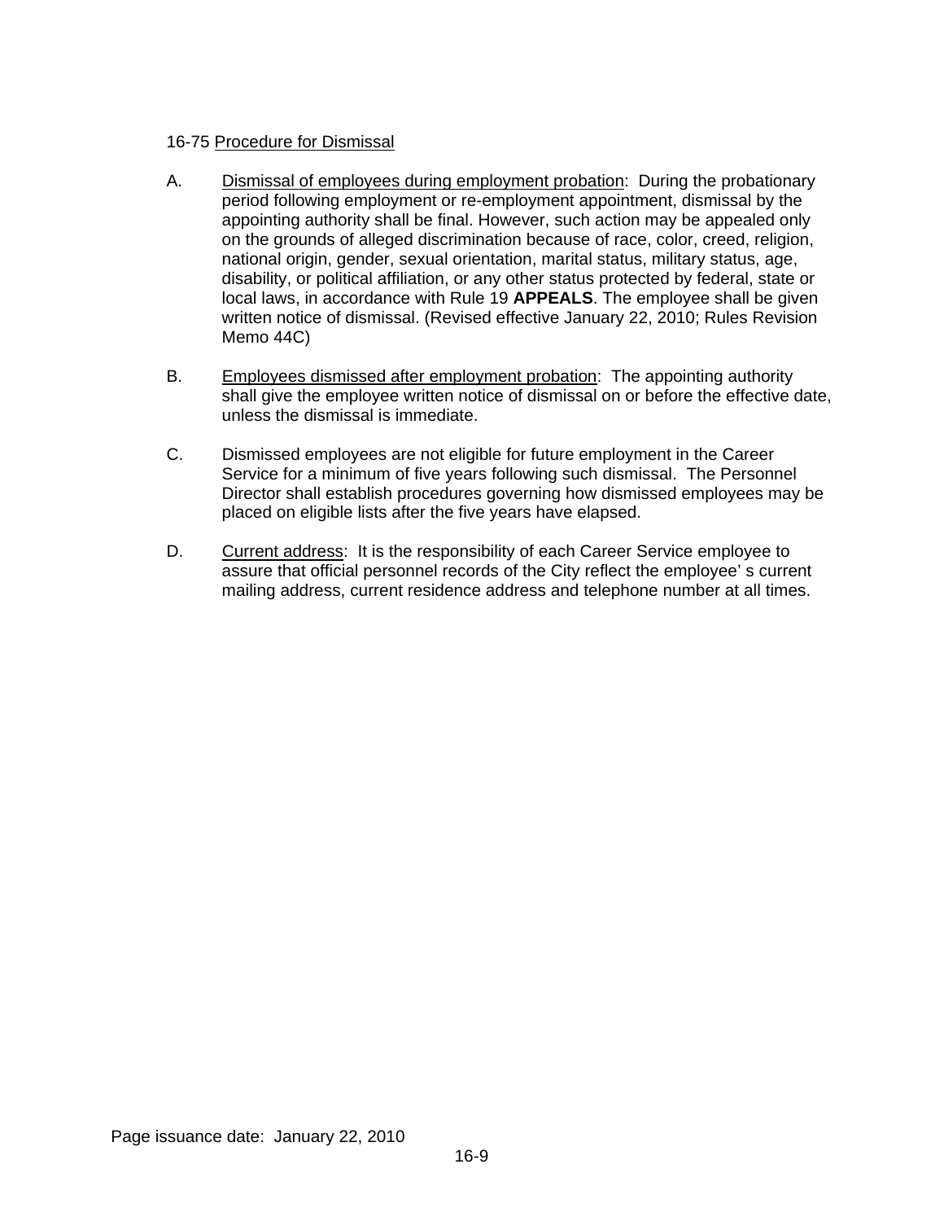16-75 Procedure for Dismissal

A. Dismissal of employees during employment probation: During the probationary period following employment or re-employment appointment, dismissal by the appointing authority shall be final. However, such action may be appealed only on the grounds of alleged discrimination because of race, color, creed, religion, national origin, gender, sexual orientation, marital status, military status, age, disability, or political affiliation, or any other status protected by federal, state or local laws, in accordance with Rule 19 **APPEALS**. The employee shall be given written notice of dismissal. (Revised effective January 22, 2010; Rules Revision Memo 44C)

B. Employees dismissed after employment probation: The appointing authority shall give the employee written notice of dismissal on or before the effective date, unless the dismissal is immediate.

C. Dismissed employees are not eligible for future employment in the Career Service for a minimum of five years following such dismissal. The Personnel Director shall establish procedures governing how dismissed employees may be placed on eligible lists after the five years have elapsed.

D. Current address: It is the responsibility of each Career Service employee to assure that official personnel records of the City reflect the employee' s current mailing address, current residence address and telephone number at all times.

Page issuance date: January 22, 2010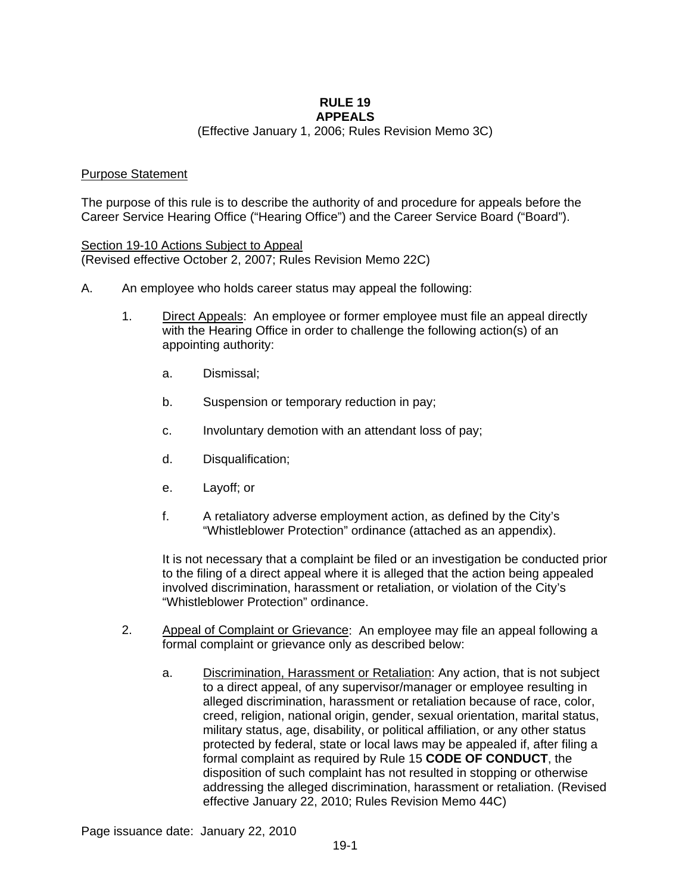# RULE 19
# APPEALS

(Effective January 1, 2006; Rules Revision Memo 3C)

<u>Purpose Statement</u>

The purpose of this rule is to describe the authority of and procedure for appeals before the Career Service Hearing Office ("Hearing Office") and the Career Service Board ("Board").

<u>Section 19-10 Actions Subject to Appeal</u>
(Revised effective October 2, 2007; Rules Revision Memo 22C)

A. An employee who holds career status may appeal the following:

1. <u>Direct Appeals</u>: An employee or former employee must file an appeal directly with the Hearing Office in order to challenge the following action(s) of an appointing authority:

   a. Dismissal;

   b. Suspension or temporary reduction in pay;

   c. Involuntary demotion with an attendant loss of pay;

   d. Disqualification;

   e. Layoff; or

   f. A retaliatory adverse employment action, as defined by the City's "Whistleblower Protection" ordinance (attached as an appendix).

   It is not necessary that a complaint be filed or an investigation be conducted prior to the filing of a direct appeal where it is alleged that the action being appealed involved discrimination, harassment or retaliation, or violation of the City's "Whistleblower Protection" ordinance.

2. <u>Appeal of Complaint or Grievance</u>: An employee may file an appeal following a formal complaint or grievance only as described below:

   a. <u>Discrimination, Harassment or Retaliation</u>: Any action, that is not subject to a direct appeal, of any supervisor/manager or employee resulting in alleged discrimination, harassment or retaliation because of race, color, creed, religion, national origin, gender, sexual orientation, marital status, military status, age, disability, or political affiliation, or any other status protected by federal, state or local laws may be appealed if, after filing a formal complaint as required by Rule 15 **CODE OF CONDUCT**, the disposition of such complaint has not resulted in stopping or otherwise addressing the alleged discrimination, harassment or retaliation. (Revised effective January 22, 2010; Rules Revision Memo 44C)

Page issuance date: January 22, 2010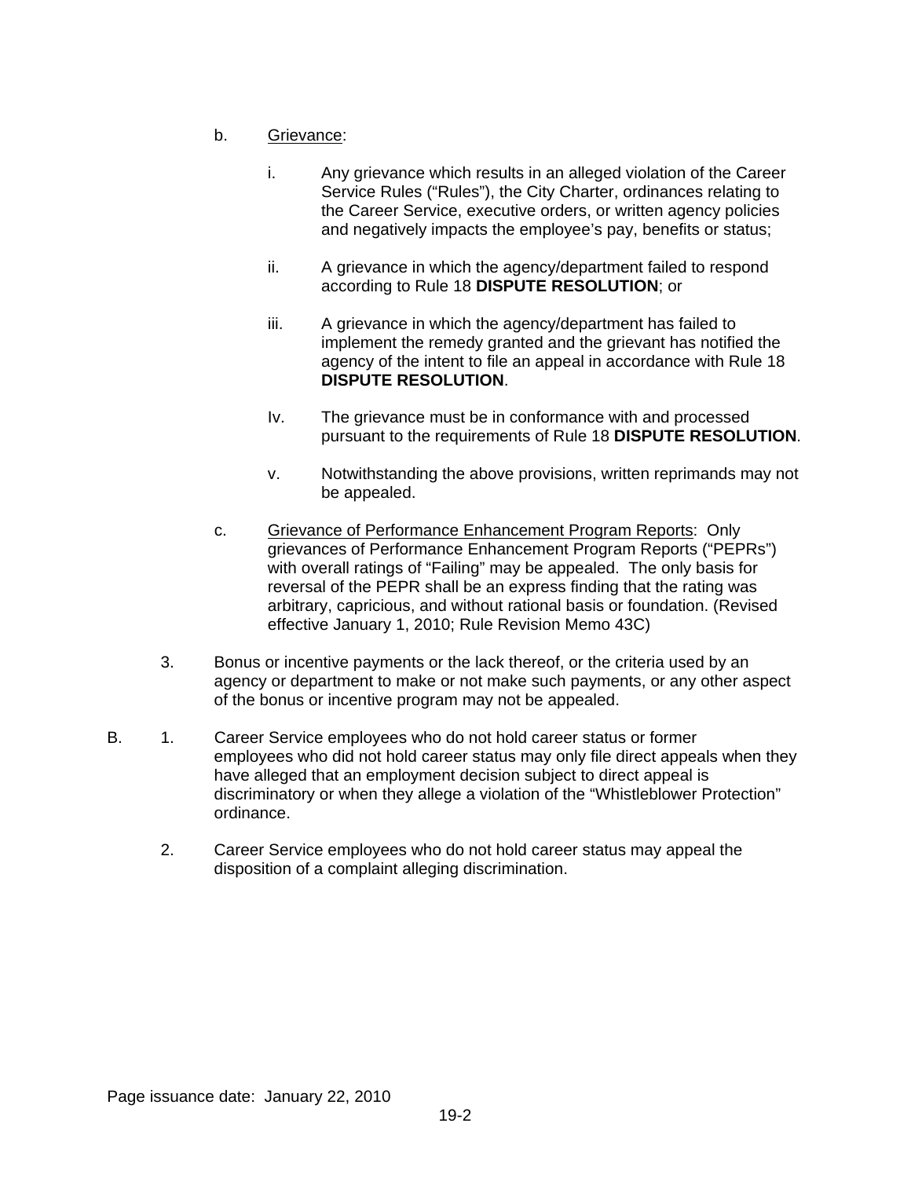b. Grievance:

   i. Any grievance which results in an alleged violation of the Career Service Rules ("Rules"), the City Charter, ordinances relating to the Career Service, executive orders, or written agency policies and negatively impacts the employee's pay, benefits or status;

   ii. A grievance in which the agency/department failed to respond according to Rule 18 **DISPUTE RESOLUTION**; or

   iii. A grievance in which the agency/department has failed to implement the remedy granted and the grievant has notified the agency of the intent to file an appeal in accordance with Rule 18 **DISPUTE RESOLUTION**.

   Iv. The grievance must be in conformance with and processed pursuant to the requirements of Rule 18 **DISPUTE RESOLUTION**.

   v. Notwithstanding the above provisions, written reprimands may not be appealed.

c. Grievance of Performance Enhancement Program Reports: Only grievances of Performance Enhancement Program Reports ("PEPRs") with overall ratings of "Failing" may be appealed. The only basis for reversal of the PEPR shall be an express finding that the rating was arbitrary, capricious, and without rational basis or foundation. (Revised effective January 1, 2010; Rule Revision Memo 43C)

3. Bonus or incentive payments or the lack thereof, or the criteria used by an agency or department to make or not make such payments, or any other aspect of the bonus or incentive program may not be appealed.

B. 1. Career Service employees who do not hold career status or former employees who did not hold career status may only file direct appeals when they have alleged that an employment decision subject to direct appeal is discriminatory or when they allege a violation of the "Whistleblower Protection" ordinance.

2. Career Service employees who do not hold career status may appeal the disposition of a complaint alleging discrimination.

Page issuance date: January 22, 2010